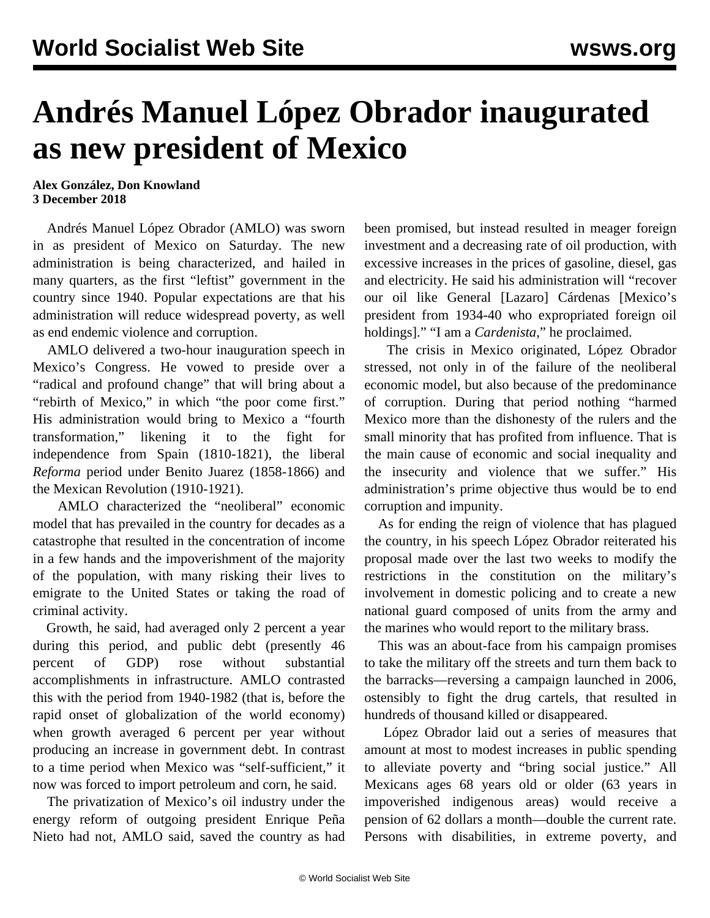# Andrés Manuel López Obrador inaugurated as new president of Mexico

**Alex González, Don Knowland**
**3 December 2018**

Andrés Manuel López Obrador (AMLO) was sworn in as president of Mexico on Saturday. The new administration is being characterized, and hailed in many quarters, as the first "leftist" government in the country since 1940. Popular expectations are that his administration will reduce widespread poverty, as well as end endemic violence and corruption.

AMLO delivered a two-hour inauguration speech in Mexico's Congress. He vowed to preside over a "radical and profound change" that will bring about a "rebirth of Mexico," in which "the poor come first." His administration would bring to Mexico a "fourth transformation," likening it to the fight for independence from Spain (1810-1821), the liberal *Reforma* period under Benito Juarez (1858-1866) and the Mexican Revolution (1910-1921).

AMLO characterized the "neoliberal" economic model that has prevailed in the country for decades as a catastrophe that resulted in the concentration of income in a few hands and the impoverishment of the majority of the population, with many risking their lives to emigrate to the United States or taking the road of criminal activity.

Growth, he said, had averaged only 2 percent a year during this period, and public debt (presently 46 percent of GDP) rose without substantial accomplishments in infrastructure. AMLO contrasted this with the period from 1940-1982 (that is, before the rapid onset of globalization of the world economy) when growth averaged 6 percent per year without producing an increase in government debt. In contrast to a time period when Mexico was "self-sufficient," it now was forced to import petroleum and corn, he said.

The privatization of Mexico's oil industry under the energy reform of outgoing president Enrique Peña Nieto had not, AMLO said, saved the country as had been promised, but instead resulted in meager foreign investment and a decreasing rate of oil production, with excessive increases in the prices of gasoline, diesel, gas and electricity. He said his administration will "recover our oil like General [Lazaro] Cárdenas [Mexico's president from 1934-40 who expropriated foreign oil holdings]." "I am a *Cardenista*," he proclaimed.

The crisis in Mexico originated, López Obrador stressed, not only in of the failure of the neoliberal economic model, but also because of the predominance of corruption. During that period nothing "harmed Mexico more than the dishonesty of the rulers and the small minority that has profited from influence. That is the main cause of economic and social inequality and the insecurity and violence that we suffer." His administration's prime objective thus would be to end corruption and impunity.

As for ending the reign of violence that has plagued the country, in his speech López Obrador reiterated his proposal made over the last two weeks to modify the restrictions in the constitution on the military's involvement in domestic policing and to create a new national guard composed of units from the army and the marines who would report to the military brass.

This was an about-face from his campaign promises to take the military off the streets and turn them back to the barracks—reversing a campaign launched in 2006, ostensibly to fight the drug cartels, that resulted in hundreds of thousand killed or disappeared.

López Obrador laid out a series of measures that amount at most to modest increases in public spending to alleviate poverty and "bring social justice." All Mexicans ages 68 years old or older (63 years in impoverished indigenous areas) would receive a pension of 62 dollars a month—double the current rate. Persons with disabilities, in extreme poverty, and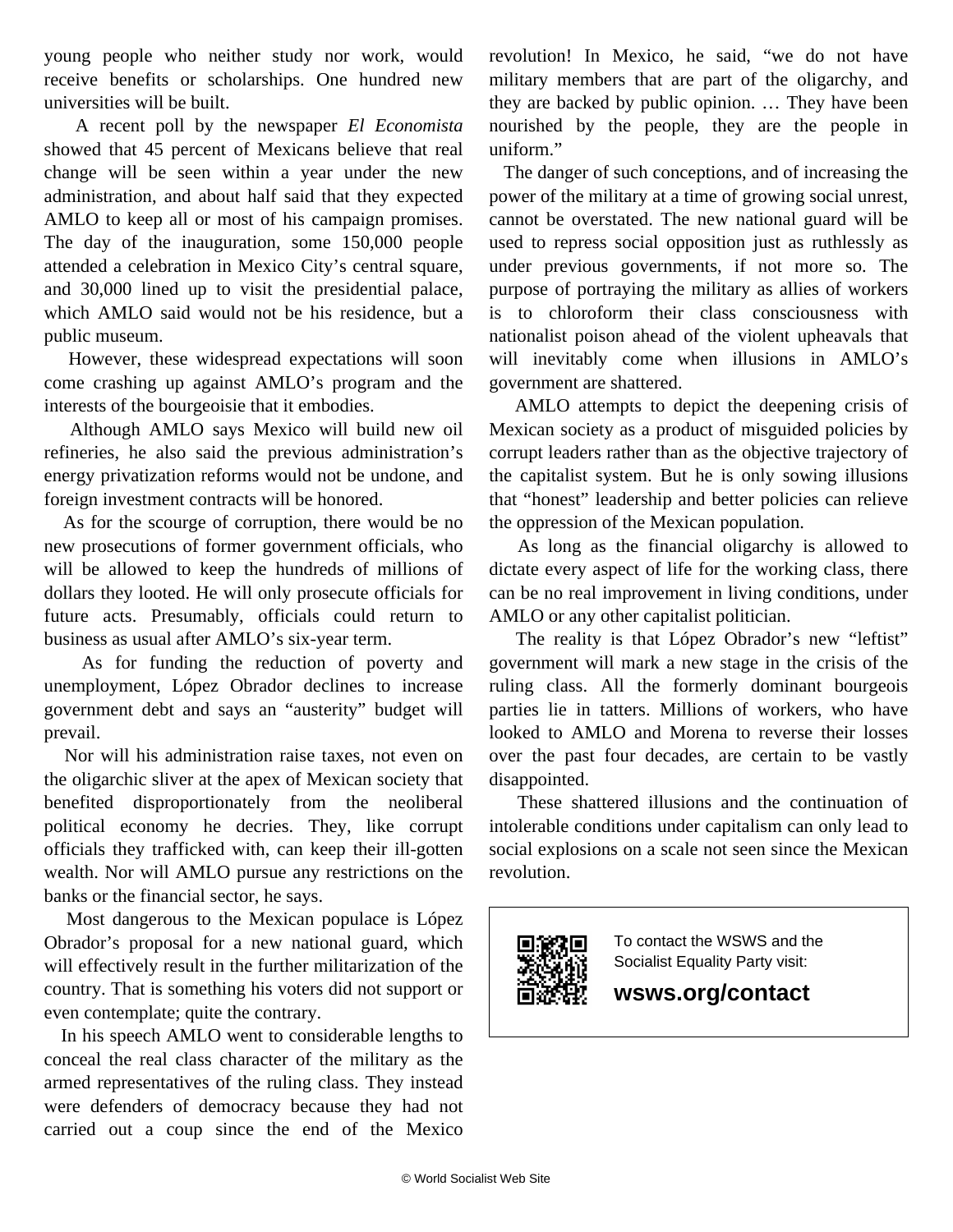young people who neither study nor work, would receive benefits or scholarships. One hundred new universities will be built.

A recent poll by the newspaper *El Economista* showed that 45 percent of Mexicans believe that real change will be seen within a year under the new administration, and about half said that they expected AMLO to keep all or most of his campaign promises. The day of the inauguration, some 150,000 people attended a celebration in Mexico City's central square, and 30,000 lined up to visit the presidential palace, which AMLO said would not be his residence, but a public museum.

However, these widespread expectations will soon come crashing up against AMLO's program and the interests of the bourgeoisie that it embodies.

Although AMLO says Mexico will build new oil refineries, he also said the previous administration's energy privatization reforms would not be undone, and foreign investment contracts will be honored.

As for the scourge of corruption, there would be no new prosecutions of former government officials, who will be allowed to keep the hundreds of millions of dollars they looted. He will only prosecute officials for future acts. Presumably, officials could return to business as usual after AMLO's six-year term.

As for funding the reduction of poverty and unemployment, López Obrador declines to increase government debt and says an "austerity" budget will prevail.

Nor will his administration raise taxes, not even on the oligarchic sliver at the apex of Mexican society that benefited disproportionately from the neoliberal political economy he decries. They, like corrupt officials they trafficked with, can keep their ill-gotten wealth. Nor will AMLO pursue any restrictions on the banks or the financial sector, he says.

Most dangerous to the Mexican populace is López Obrador's proposal for a new national guard, which will effectively result in the further militarization of the country. That is something his voters did not support or even contemplate; quite the contrary.

In his speech AMLO went to considerable lengths to conceal the real class character of the military as the armed representatives of the ruling class. They instead were defenders of democracy because they had not carried out a coup since the end of the Mexico revolution! In Mexico, he said, "we do not have military members that are part of the oligarchy, and they are backed by public opinion. … They have been nourished by the people, they are the people in uniform."

The danger of such conceptions, and of increasing the power of the military at a time of growing social unrest, cannot be overstated. The new national guard will be used to repress social opposition just as ruthlessly as under previous governments, if not more so. The purpose of portraying the military as allies of workers is to chloroform their class consciousness with nationalist poison ahead of the violent upheavals that will inevitably come when illusions in AMLO's government are shattered.

AMLO attempts to depict the deepening crisis of Mexican society as a product of misguided policies by corrupt leaders rather than as the objective trajectory of the capitalist system. But he is only sowing illusions that "honest" leadership and better policies can relieve the oppression of the Mexican population.

As long as the financial oligarchy is allowed to dictate every aspect of life for the working class, there can be no real improvement in living conditions, under AMLO or any other capitalist politician.

The reality is that López Obrador's new "leftist" government will mark a new stage in the crisis of the ruling class. All the formerly dominant bourgeois parties lie in tatters. Millions of workers, who have looked to AMLO and Morena to reverse their losses over the past four decades, are certain to be vastly disappointed.

These shattered illusions and the continuation of intolerable conditions under capitalism can only lead to social explosions on a scale not seen since the Mexican revolution.

To contact the WSWS and the Socialist Equality Party visit:

**wsws.org/contact**